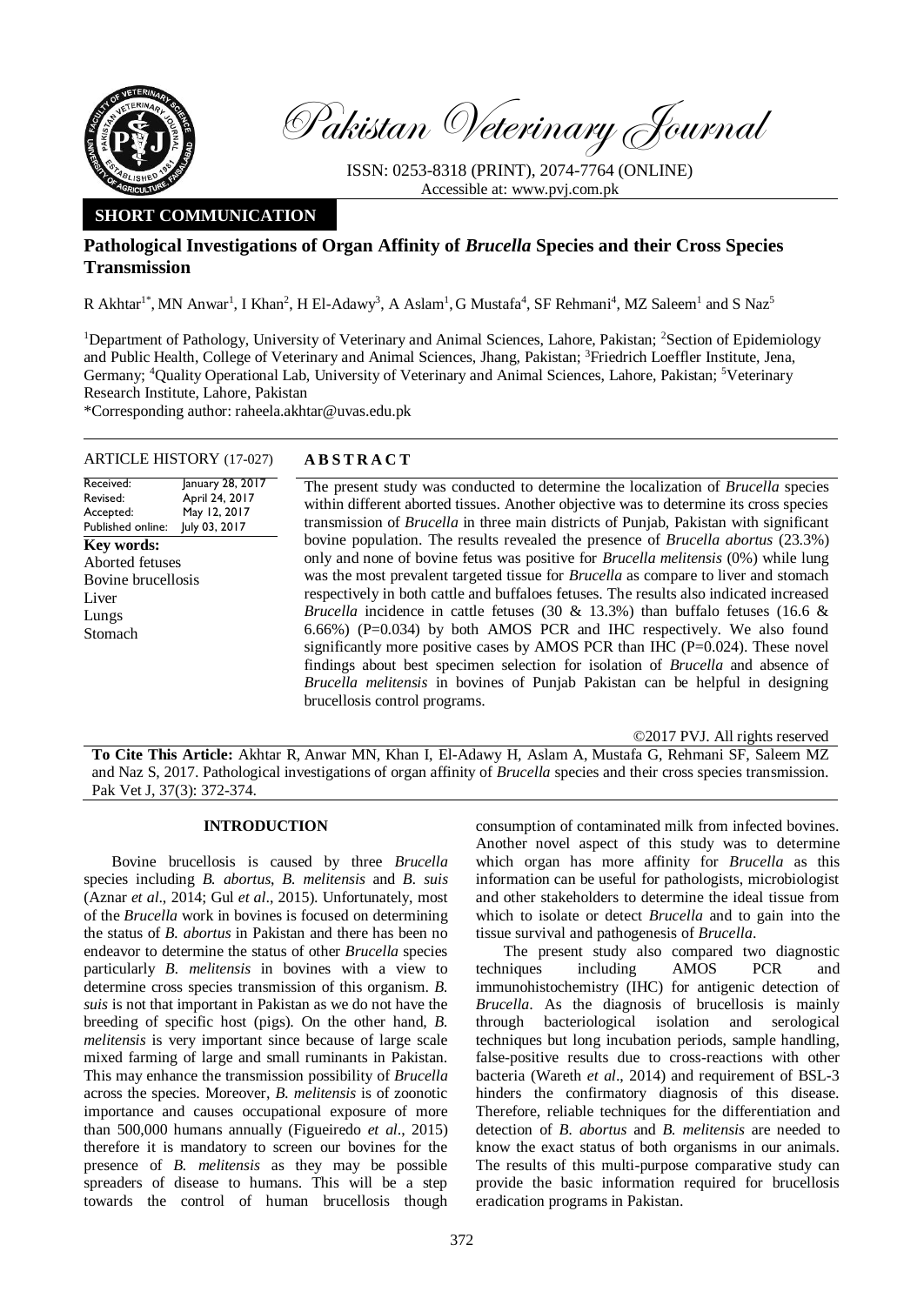# Pakistan Veterinary Journal

ISSN: 0253-8318 (PRINT), 2074-7764 (ONLINE)
Accessible at: www.pvj.com.pk

## SHORT COMMUNICATION

# Pathological Investigations of Organ Affinity of *Brucella* Species and their Cross Species Transmission

R Akhtar[1*], MN Anwar[1], I Khan[2], H El-Adawy[3], A Aslam[1], G Mustafa[4], SF Rehmani[4], MZ Saleem[1] and S Naz[5]

[1]Department of Pathology, University of Veterinary and Animal Sciences, Lahore, Pakistan; [2]Section of Epidemiology and Public Health, College of Veterinary and Animal Sciences, Jhang, Pakistan; [3]Friedrich Loeffler Institute, Jena, Germany; [4]Quality Operational Lab, University of Veterinary and Animal Sciences, Lahore, Pakistan; [5]Veterinary Research Institute, Lahore, Pakistan

*Corresponding author: raheela.akhtar@uvas.edu.pk

**ARTICLE HISTORY** (17-027)

| | |
|---|---|
| Received: | January 28, 2017 |
| Revised: | April 24, 2017 |
| Accepted: | May 12, 2017 |
| Published online: | July 03, 2017 |

**Key words:**
Aborted fetuses
Bovine brucellosis
Liver
Lungs
Stomach

## ABSTRACT

The present study was conducted to determine the localization of *Brucella* species within different aborted tissues. Another objective was to determine its cross species transmission of *Brucella* in three main districts of Punjab, Pakistan with significant bovine population. The results revealed the presence of *Brucella abortus* (23.3%) only and none of bovine fetus was positive for *Brucella melitensis* (0%) while lung was the most prevalent targeted tissue for *Brucella* as compare to liver and stomach respectively in both cattle and buffaloes fetuses. The results also indicated increased *Brucella* incidence in cattle fetuses (30 & 13.3%) than buffalo fetuses (16.6 & 6.66%) (P=0.034) by both AMOS PCR and IHC respectively. We also found significantly more positive cases by AMOS PCR than IHC (P=0.024). These novel findings about best specimen selection for isolation of *Brucella* and absence of *Brucella melitensis* in bovines of Punjab Pakistan can be helpful in designing brucellosis control programs.

©2017 PVJ. All rights reserved

**To Cite This Article:** Akhtar R, Anwar MN, Khan I, El-Adawy H, Aslam A, Mustafa G, Rehmani SF, Saleem MZ and Naz S, 2017. Pathological investigations of organ affinity of *Brucella* species and their cross species transmission. Pak Vet J, 37(3): 372-374.

## INTRODUCTION

Bovine brucellosis is caused by three *Brucella* species including *B. abortus*, *B. melitensis* and *B. suis* (Aznar *et al*., 2014; Gul *et al*., 2015). Unfortunately, most of the *Brucella* work in bovines is focused on determining the status of *B. abortus* in Pakistan and there has been no endeavor to determine the status of other *Brucella* species particularly *B. melitensis* in bovines with a view to determine cross species transmission of this organism. *B. suis* is not that important in Pakistan as we do not have the breeding of specific host (pigs). On the other hand, *B. melitensis* is very important since because of large scale mixed farming of large and small ruminants in Pakistan. This may enhance the transmission possibility of *Brucella* across the species. Moreover, *B. melitensis* is of zoonotic importance and causes occupational exposure of more than 500,000 humans annually (Figueiredo *et al*., 2015) therefore it is mandatory to screen our bovines for the presence of *B. melitensis* as they may be possible spreaders of disease to humans. This will be a step towards the control of human brucellosis though consumption of contaminated milk from infected bovines. Another novel aspect of this study was to determine which organ has more affinity for *Brucella* as this information can be useful for pathologists, microbiologist and other stakeholders to determine the ideal tissue from which to isolate or detect *Brucella* and to gain into the tissue survival and pathogenesis of *Brucella*.

The present study also compared two diagnostic techniques including AMOS PCR and immunohistochemistry (IHC) for antigenic detection of *Brucella*. As the diagnosis of brucellosis is mainly through bacteriological isolation and serological techniques but long incubation periods, sample handling, false-positive results due to cross-reactions with other bacteria (Wareth *et al*., 2014) and requirement of BSL-3 hinders the confirmatory diagnosis of this disease. Therefore, reliable techniques for the differentiation and detection of *B. abortus* and *B. melitensis* are needed to know the exact status of both organisms in our animals. The results of this multi-purpose comparative study can provide the basic information required for brucellosis eradication programs in Pakistan.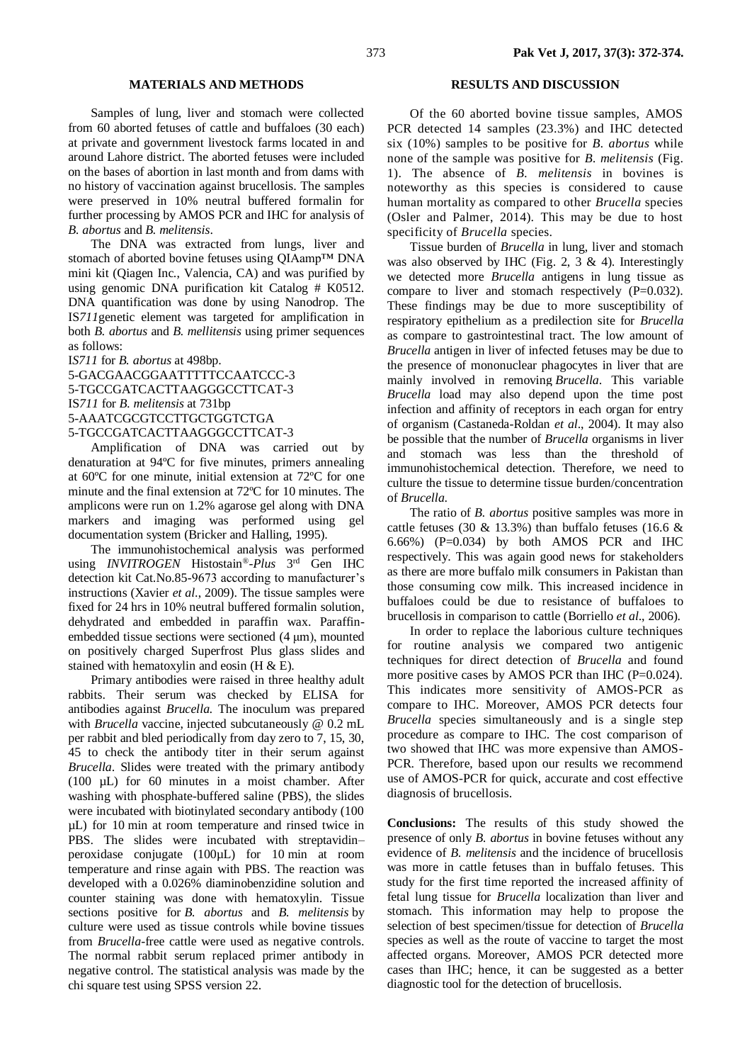## MATERIALS AND METHODS

Samples of lung, liver and stomach were collected from 60 aborted fetuses of cattle and buffaloes (30 each) at private and government livestock farms located in and around Lahore district. The aborted fetuses were included on the bases of abortion in last month and from dams with no history of vaccination against brucellosis. The samples were preserved in 10% neutral buffered formalin for further processing by AMOS PCR and IHC for analysis of *B. abortus* and *B. melitensis*.

The DNA was extracted from lungs, liver and stomach of aborted bovine fetuses using QIAamp™ DNA mini kit (Qiagen Inc., Valencia, CA) and was purified by using genomic DNA purification kit Catalog # K0512. DNA quantification was done by using Nanodrop. The IS*711*genetic element was targeted for amplification in both *B. abortus* and *B. mellitensis* using primer sequences as follows:

IS*711* for *B. abortus* at 498bp.
5-GACGAACGGAATTTTTCCAATCCC-3
5-TGCCGATCACTTAAGGGCCTTCAT-3
IS*711* for *B. melitensis* at 731bp
5-AAATCGCGTCCTTGCTGGTCTGA
5-TGCCGATCACTTAAGGGCCTTCAT-3

Amplification of DNA was carried out by denaturation at 94ºC for five minutes, primers annealing at 60ºC for one minute, initial extension at 72ºC for one minute and the final extension at 72ºC for 10 minutes. The amplicons were run on 1.2% agarose gel along with DNA markers and imaging was performed using gel documentation system (Bricker and Halling, 1995).

The immunohistochemical analysis was performed using *INVITROGEN* Histostain®-*Plus* 3rd Gen IHC detection kit Cat.No.85-9673 according to manufacturer's instructions (Xavier *et al.*, 2009). The tissue samples were fixed for 24 hrs in 10% neutral buffered formalin solution, dehydrated and embedded in paraffin wax. Paraffin-embedded tissue sections were sectioned (4 µm), mounted on positively charged Superfrost Plus glass slides and stained with hematoxylin and eosin (H & E).

Primary antibodies were raised in three healthy adult rabbits. Their serum was checked by ELISA for antibodies against *Brucella.* The inoculum was prepared with *Brucella* vaccine, injected subcutaneously @ 0.2 mL per rabbit and bled periodically from day zero to 7, 15, 30, 45 to check the antibody titer in their serum against *Brucella*. Slides were treated with the primary antibody (100 µL) for 60 minutes in a moist chamber. After washing with phosphate-buffered saline (PBS), the slides were incubated with biotinylated secondary antibody (100 µL) for 10 min at room temperature and rinsed twice in PBS. The slides were incubated with streptavidin–peroxidase conjugate (100µL) for 10 min at room temperature and rinse again with PBS. The reaction was developed with a 0.026% diaminobenzidine solution and counter staining was done with hematoxylin. Tissue sections positive for *B. abortus* and *B. melitensis* by culture were used as tissue controls while bovine tissues from *Brucella*-free cattle were used as negative controls. The normal rabbit serum replaced primer antibody in negative control. The statistical analysis was made by the chi square test using SPSS version 22.

## RESULTS AND DISCUSSION

Of the 60 aborted bovine tissue samples, AMOS PCR detected 14 samples (23.3%) and IHC detected six (10%) samples to be positive for *B. abortus* while none of the sample was positive for *B. melitensis* (Fig. 1). The absence of *B. melitensis* in bovines is noteworthy as this species is considered to cause human mortality as compared to other *Brucella* species (Osler and Palmer, 2014). This may be due to host specificity of *Brucella* species.

Tissue burden of *Brucella* in lung, liver and stomach was also observed by IHC (Fig. 2, 3 & 4). Interestingly we detected more *Brucella* antigens in lung tissue as compare to liver and stomach respectively (P=0.032). These findings may be due to more susceptibility of respiratory epithelium as a predilection site for *Brucella* as compare to gastrointestinal tract. The low amount of *Brucella* antigen in liver of infected fetuses may be due to the presence of mononuclear phagocytes in liver that are mainly involved in removing *Brucella*. This variable *Brucella* load may also depend upon the time post infection and affinity of receptors in each organ for entry of organism (Castaneda-Roldan *et al*., 2004). It may also be possible that the number of *Brucella* organisms in liver and stomach was less than the threshold of immunohistochemical detection. Therefore, we need to culture the tissue to determine tissue burden/concentration of *Brucella.*

The ratio of *B. abortus* positive samples was more in cattle fetuses (30 & 13.3%) than buffalo fetuses (16.6 & 6.66%) (P=0.034) by both AMOS PCR and IHC respectively. This was again good news for stakeholders as there are more buffalo milk consumers in Pakistan than those consuming cow milk. This increased incidence in buffaloes could be due to resistance of buffaloes to brucellosis in comparison to cattle (Borriello *et al*., 2006).

In order to replace the laborious culture techniques for routine analysis we compared two antigenic techniques for direct detection of *Brucella* and found more positive cases by AMOS PCR than IHC (P=0.024). This indicates more sensitivity of AMOS-PCR as compare to IHC. Moreover, AMOS PCR detects four *Brucella* species simultaneously and is a single step procedure as compare to IHC. The cost comparison of two showed that IHC was more expensive than AMOS-PCR. Therefore, based upon our results we recommend use of AMOS-PCR for quick, accurate and cost effective diagnosis of brucellosis.

**Conclusions:** The results of this study showed the presence of only *B. abortus* in bovine fetuses without any evidence of *B. melitensis* and the incidence of brucellosis was more in cattle fetuses than in buffalo fetuses. This study for the first time reported the increased affinity of fetal lung tissue for *Brucella* localization than liver and stomach. This information may help to propose the selection of best specimen/tissue for detection of *Brucella* species as well as the route of vaccine to target the most affected organs. Moreover, AMOS PCR detected more cases than IHC; hence, it can be suggested as a better diagnostic tool for the detection of brucellosis.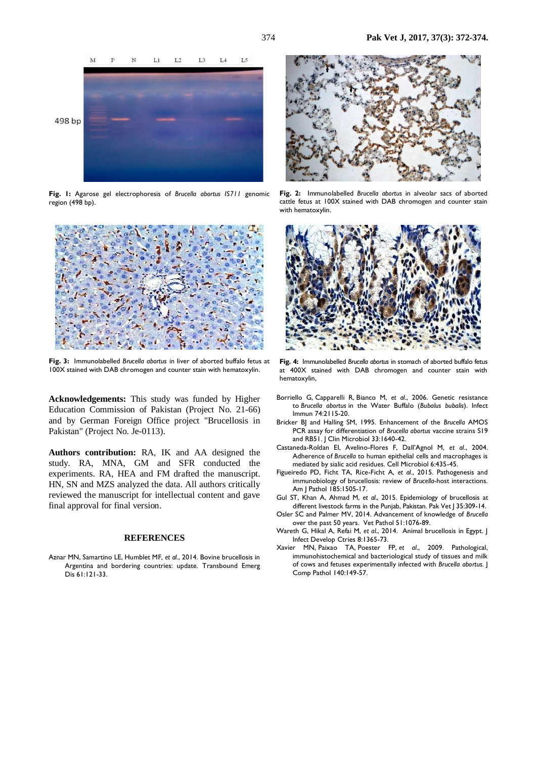M P N L1 L2 L3 L4 L5

498 bp

**Fig. 1:** Agarose gel electrophoresis of *Brucella abortus IS711* genomic region (498 bp).

**Fig. 2:** Immunolabelled *Brucella abortus* in alveolar sacs of aborted cattle fetus at 100X stained with DAB chromogen and counter stain with hematoxylin.

**Fig. 3:** Immunolabelled *Brucella abortus* in liver of aborted buffalo fetus at 100X stained with DAB chromogen and counter stain with hematoxylin.

**Fig. 4:** Immunolabelled *Brucella abortus* in stomach of aborted buffalo fetus at 400X stained with DAB chromogen and counter stain with hematoxylin,

**Acknowledgements:** This study was funded by Higher Education Commission of Pakistan (Project No. 21-66) and by German Foreign Office project "Brucellosis in Pakistan" (Project No. Je-0113).

**Authors contribution:** RA, IK and AA designed the study. RA, MNA, GM and SFR conducted the experiments. RA, HEA and FM drafted the manuscript. HN, SN and MZS analyzed the data. All authors critically reviewed the manuscript for intellectual content and gave final approval for final version.

## REFERENCES

Aznar MN, Samartino LE, Humblet MF, *et al*., 2014. Bovine brucellosis in Argentina and bordering countries: update. Transbound Emerg Dis 61:121-33.

Borriello G, Capparelli R, Bianco M, *et al*., 2006. Genetic resistance to *Brucella abortus* in the Water Buffalo (*Bubalus bubalis*). Infect Immun 74:2115-20.

Bricker BJ and Halling SM, 1995. Enhancement of the *Brucella* AMOS PCR assay for differentiation of *Brucella abortus* vaccine strains S19 and RB51. J Clin Microbiol 33:1640-42.

Castaneda-Roldan EI, Avelino-Flores F, Dall'Agnol M, *et al*., 2004. Adherence of *Brucella* to human epithelial cells and macrophages is mediated by sialic acid residues. Cell Microbiol 6:435-45.

Figueiredo PD, Ficht TA, Rice-Ficht A, *et al*., 2015. Pathogenesis and immunobiology of brucellosis: review of *Brucella*-host interactions. Am J Pathol 185:1505-17.

Gul ST, Khan A, Ahmad M, *et al*., 2015. Epidemiology of brucellosis at different livestock farms in the Punjab, Pakistan. Pak Vet J 35:309-14.

Osler SC and Palmer MV, 2014. Advancement of knowledge of *Brucella* over the past 50 years. Vet Pathol 51:1076-89.

Wareth G, Hikal A, Refai M, *et al*., 2014. Animal brucellosis in Egypt. J Infect Develop Ctries 8:1365-73.

Xavier MN, Paixao TA, Poester FP, *et al*., 2009. Pathological, immunohistochemical and bacteriological study of tissues and milk of cows and fetuses experimentally infected with *Brucella abortus*. J Comp Pathol 140:149-57.